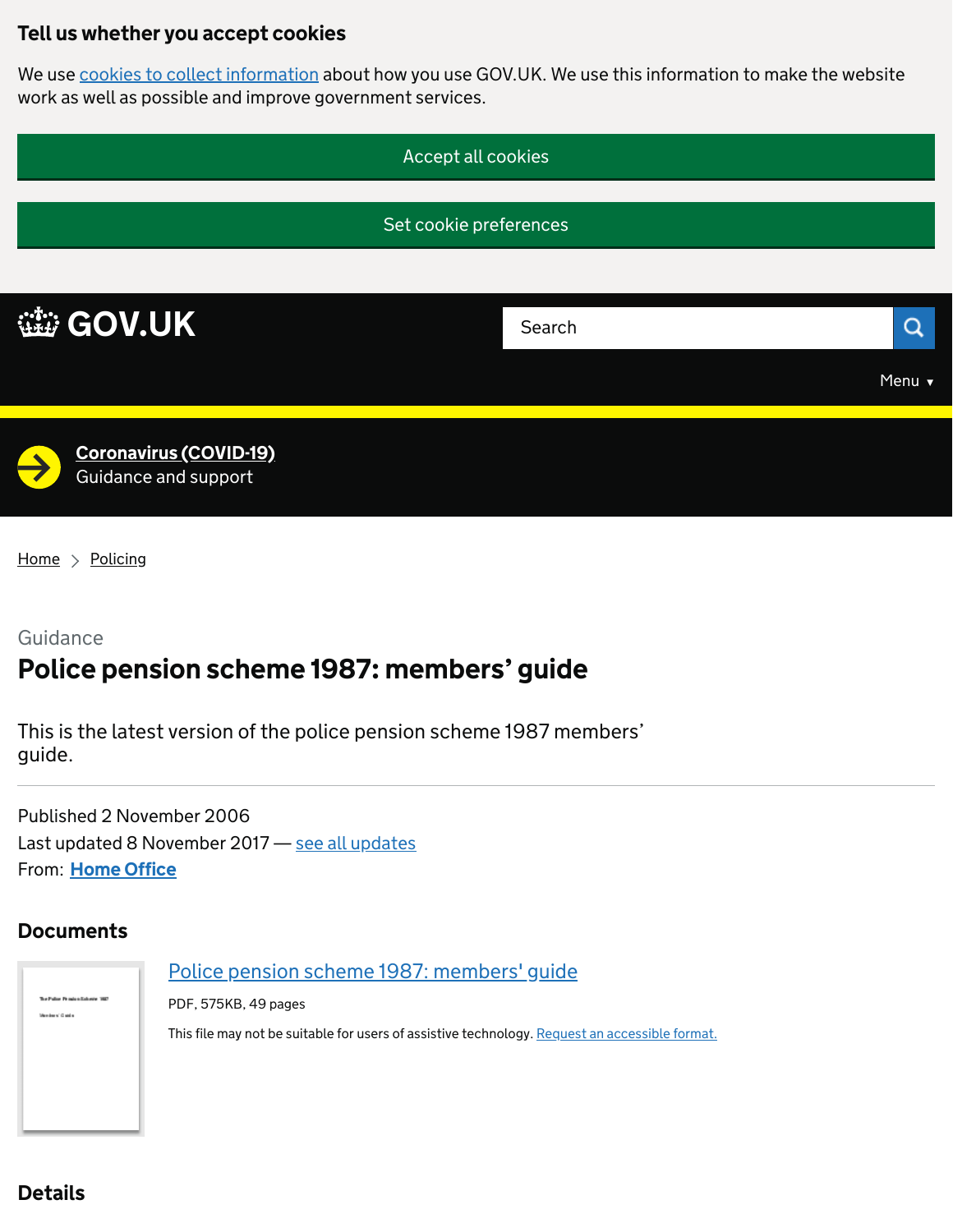## Tell us whether you accept cookies

We use cookies to collect information about how you use GOV.UK. We use this information to make the website work as well as possible and improve government services.

Accept all cookies

Set cookie preferences

GOV.UK

Search

Menu

**Coronavirus (COVID-19)**
Guidance and support

Home > Policing

Guidance

# Police pension scheme 1987: members' guide

This is the latest version of the police pension scheme 1987 members' guide.

Published 2 November 2006
Last updated 8 November 2017 — see all updates
From: **Home Office**

## Documents

Police pension scheme 1987: members' guide

PDF, 575KB, 49 pages

This file may not be suitable for users of assistive technology. Request an accessible format.

## Details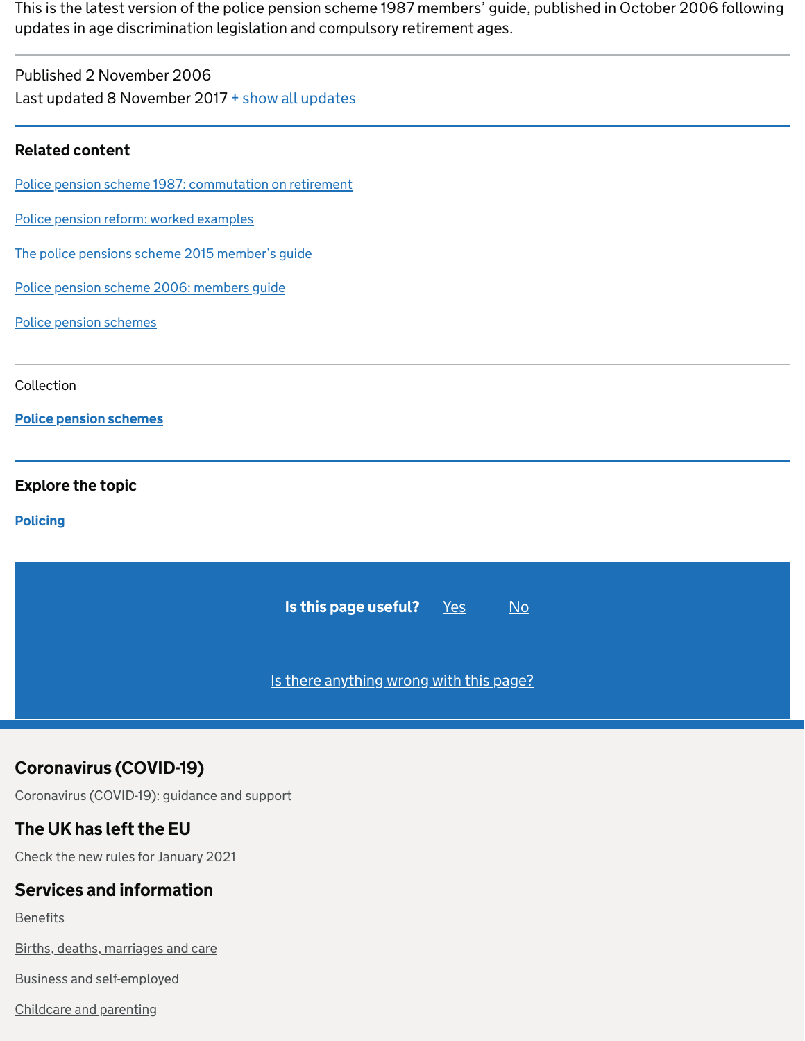This is the latest version of the police pension scheme 1987 members' guide, published in October 2006 following updates in age discrimination legislation and compulsory retirement ages.

Published 2 November 2006
Last updated 8 November 2017 + show all updates

## Related content

Police pension scheme 1987: commutation on retirement

Police pension reform: worked examples

The police pensions scheme 2015 member's guide

Police pension scheme 2006: members guide

Police pension schemes

Collection

**Police pension schemes**

## Explore the topic

**Policing**

**Is this page useful?** Yes No

Is there anything wrong with this page?

## Coronavirus (COVID-19)

Coronavirus (COVID-19): guidance and support

## The UK has left the EU

Check the new rules for January 2021

## Services and information

Benefits

Births, deaths, marriages and care

Business and self-employed

Childcare and parenting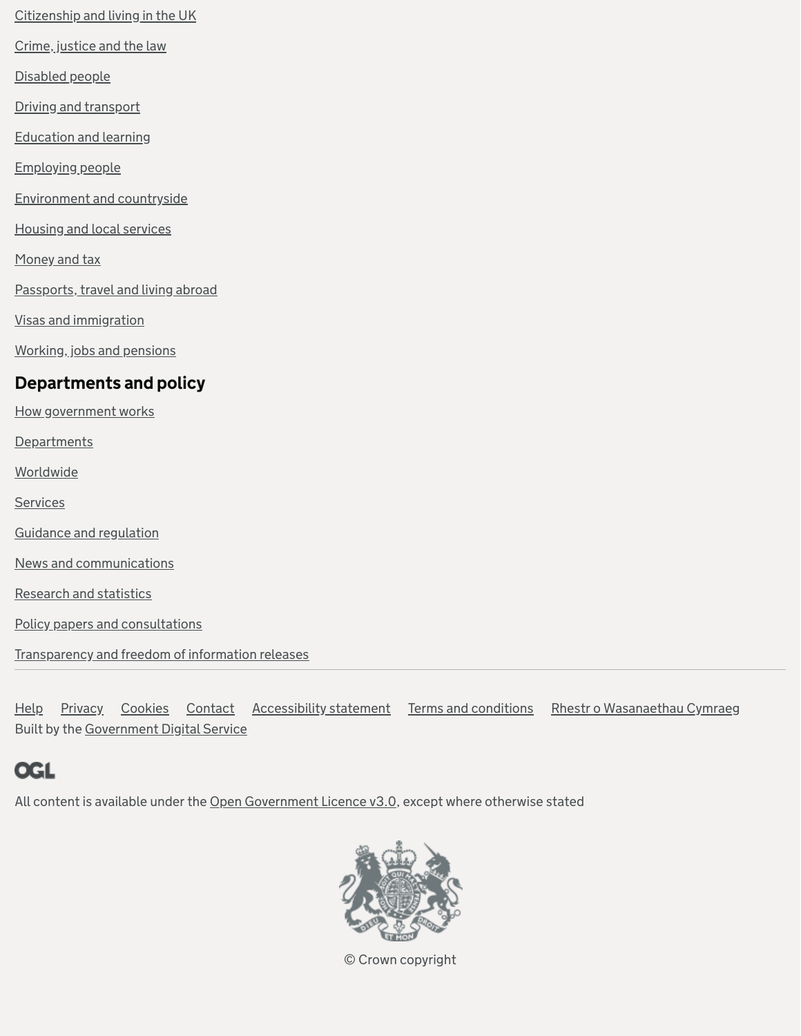Citizenship and living in the UK

Crime, justice and the law

Disabled people

Driving and transport

Education and learning

Employing people

Environment and countryside

Housing and local services

Money and tax

Passports, travel and living abroad

Visas and immigration

Working, jobs and pensions

## Departments and policy

How government works

Departments

Worldwide

Services

Guidance and regulation

News and communications

Research and statistics

Policy papers and consultations

Transparency and freedom of information releases

---

Help Privacy Cookies Contact Accessibility statement Terms and conditions Rhestr o Wasanaethau Cymraeg

Built by the Government Digital Service

OGL

All content is available under the Open Government Licence v3.0, except where otherwise stated

© Crown copyright